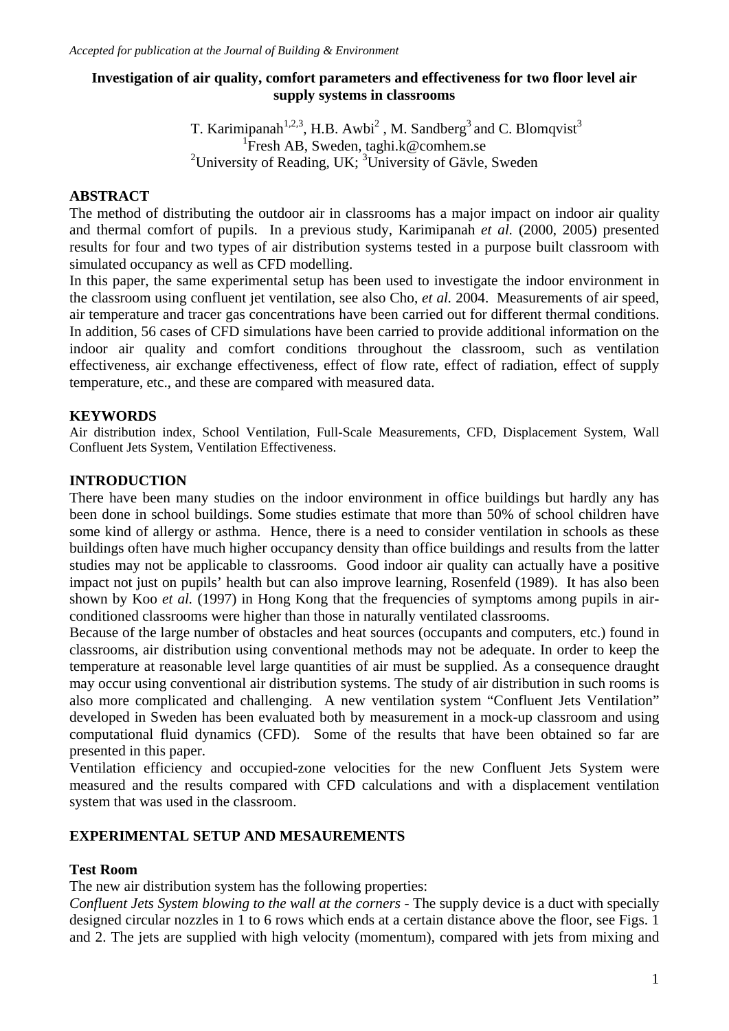*Accepted for publication at the Journal of Building & Environment*

# Investigation of air quality, comfort parameters and effectiveness for two floor level air supply systems in classrooms

T. Karimipanah[1,2,3], H.B. Awbi[2], M. Sandberg[3] and C. Blomqvist[3]

[1]Fresh AB, Sweden, taghi.k@comhem.se

[2]University of Reading, UK; [3]University of Gävle, Sweden

## ABSTRACT

The method of distributing the outdoor air in classrooms has a major impact on indoor air quality and thermal comfort of pupils. In a previous study, Karimipanah *et al.* (2000, 2005) presented results for four and two types of air distribution systems tested in a purpose built classroom with simulated occupancy as well as CFD modelling.

In this paper, the same experimental setup has been used to investigate the indoor environment in the classroom using confluent jet ventilation, see also Cho, *et al.* 2004. Measurements of air speed, air temperature and tracer gas concentrations have been carried out for different thermal conditions. In addition, 56 cases of CFD simulations have been carried to provide additional information on the indoor air quality and comfort conditions throughout the classroom, such as ventilation effectiveness, air exchange effectiveness, effect of flow rate, effect of radiation, effect of supply temperature, etc., and these are compared with measured data.

## KEYWORDS

Air distribution index, School Ventilation, Full-Scale Measurements, CFD, Displacement System, Wall Confluent Jets System, Ventilation Effectiveness.

## INTRODUCTION

There have been many studies on the indoor environment in office buildings but hardly any has been done in school buildings. Some studies estimate that more than 50% of school children have some kind of allergy or asthma. Hence, there is a need to consider ventilation in schools as these buildings often have much higher occupancy density than office buildings and results from the latter studies may not be applicable to classrooms. Good indoor air quality can actually have a positive impact not just on pupils' health but can also improve learning, Rosenfeld (1989). It has also been shown by Koo *et al.* (1997) in Hong Kong that the frequencies of symptoms among pupils in air-conditioned classrooms were higher than those in naturally ventilated classrooms.

Because of the large number of obstacles and heat sources (occupants and computers, etc.) found in classrooms, air distribution using conventional methods may not be adequate. In order to keep the temperature at reasonable level large quantities of air must be supplied. As a consequence draught may occur using conventional air distribution systems. The study of air distribution in such rooms is also more complicated and challenging. A new ventilation system "Confluent Jets Ventilation" developed in Sweden has been evaluated both by measurement in a mock-up classroom and using computational fluid dynamics (CFD). Some of the results that have been obtained so far are presented in this paper.

Ventilation efficiency and occupied-zone velocities for the new Confluent Jets System were measured and the results compared with CFD calculations and with a displacement ventilation system that was used in the classroom.

## EXPERIMENTAL SETUP AND MESAUREMENTS

### Test Room

The new air distribution system has the following properties:

*Confluent Jets System blowing to the wall at the corners* - The supply device is a duct with specially designed circular nozzles in 1 to 6 rows which ends at a certain distance above the floor, see Figs. 1 and 2. The jets are supplied with high velocity (momentum), compared with jets from mixing and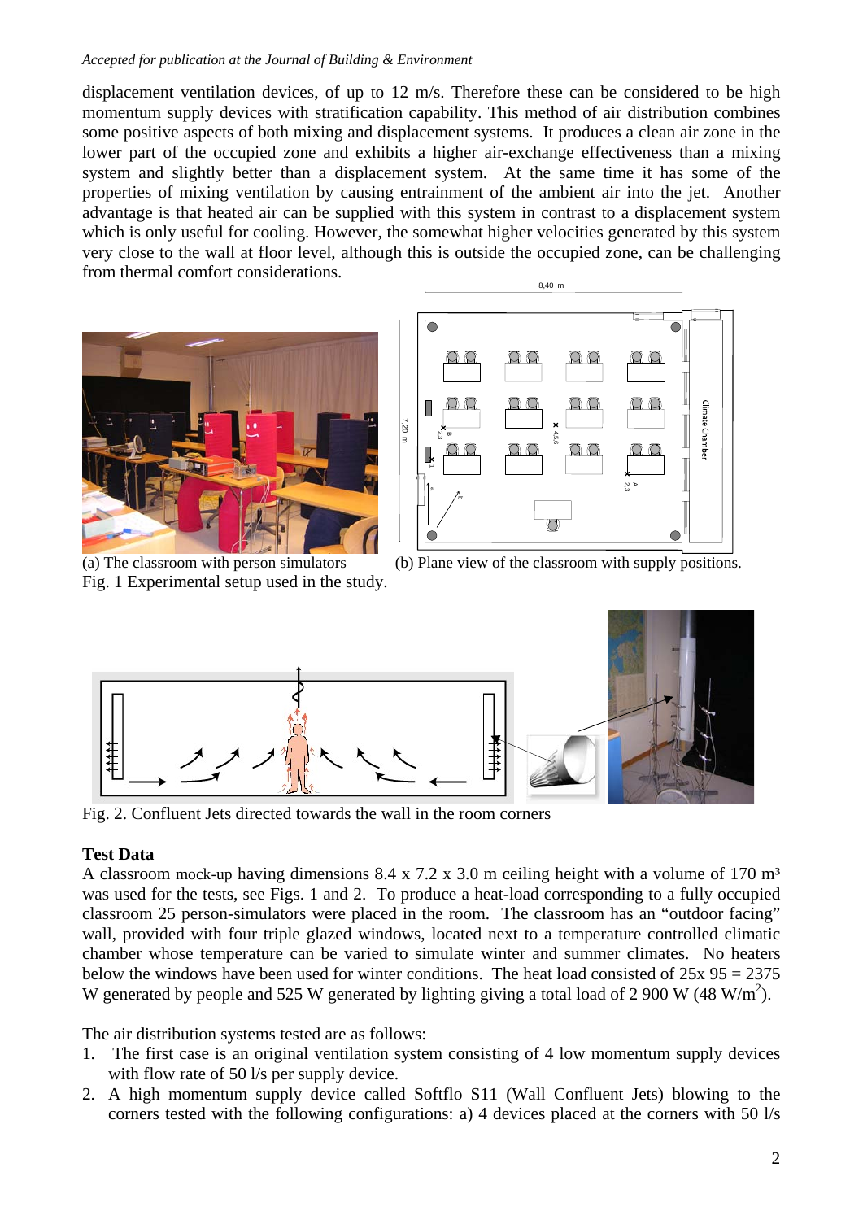displacement ventilation devices, of up to 12 m/s. Therefore these can be considered to be high momentum supply devices with stratification capability. This method of air distribution combines some positive aspects of both mixing and displacement systems. It produces a clean air zone in the lower part of the occupied zone and exhibits a higher air-exchange effectiveness than a mixing system and slightly better than a displacement system. At the same time it has some of the properties of mixing ventilation by causing entrainment of the ambient air into the jet. Another advantage is that heated air can be supplied with this system in contrast to a displacement system which is only useful for cooling. However, the somewhat higher velocities generated by this system very close to the wall at floor level, although this is outside the occupied zone, can be challenging from thermal comfort considerations.

(a) The classroom with person simulators (b) Plane view of the classroom with supply positions.

Fig. 1 Experimental setup used in the study.

Fig. 2. Confluent Jets directed towards the wall in the room corners

**Test Data**

A classroom mock-up having dimensions 8.4 x 7.2 x 3.0 m ceiling height with a volume of 170 m³ was used for the tests, see Figs. 1 and 2. To produce a heat-load corresponding to a fully occupied classroom 25 person-simulators were placed in the room. The classroom has an "outdoor facing" wall, provided with four triple glazed windows, located next to a temperature controlled climatic chamber whose temperature can be varied to simulate winter and summer climates. No heaters below the windows have been used for winter conditions. The heat load consisted of 25x 95 = 2375 W generated by people and 525 W generated by lighting giving a total load of 2 900 W (48 W/m$^2$).

The air distribution systems tested are as follows:

1. The first case is an original ventilation system consisting of 4 low momentum supply devices with flow rate of 50 l/s per supply device.
2. A high momentum supply device called Softflo S11 (Wall Confluent Jets) blowing to the corners tested with the following configurations: a) 4 devices placed at the corners with 50 l/s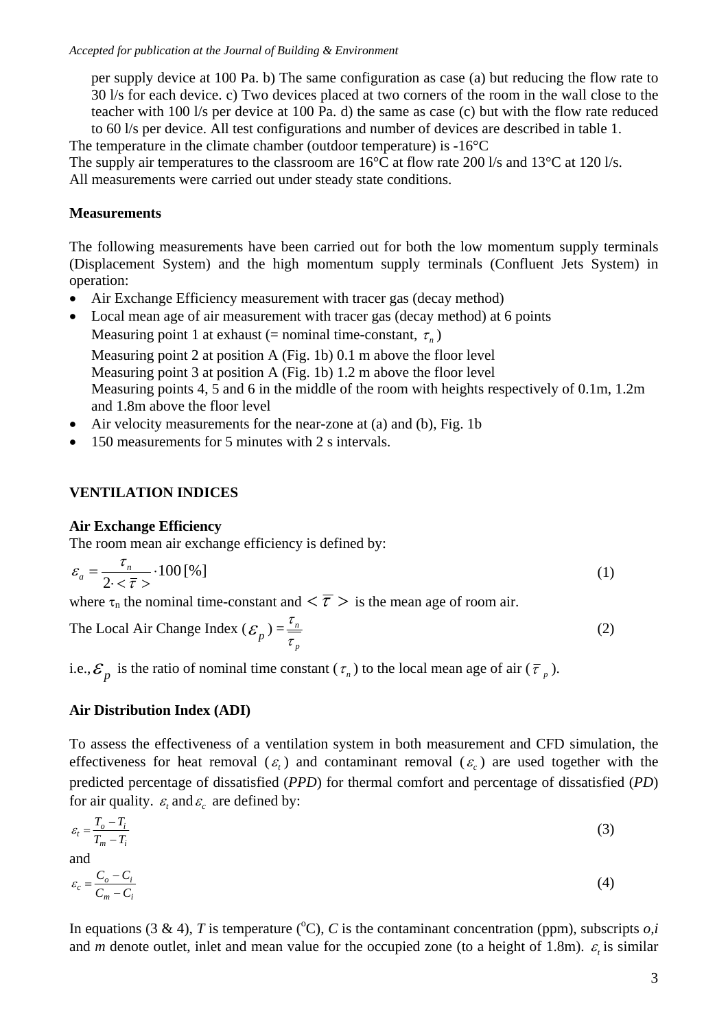per supply device at 100 Pa. b) The same configuration as case (a) but reducing the flow rate to 30 l/s for each device. c) Two devices placed at two corners of the room in the wall close to the teacher with 100 l/s per device at 100 Pa. d) the same as case (c) but with the flow rate reduced to 60 l/s per device. All test configurations and number of devices are described in table 1.

The temperature in the climate chamber (outdoor temperature) is -16°C

The supply air temperatures to the classroom are 16°C at flow rate 200 l/s and 13°C at 120 l/s.

All measurements were carried out under steady state conditions.

**Measurements**

The following measurements have been carried out for both the low momentum supply terminals (Displacement System) and the high momentum supply terminals (Confluent Jets System) in operation:

- Air Exchange Efficiency measurement with tracer gas (decay method)
- Local mean age of air measurement with tracer gas (decay method) at 6 points
  Measuring point 1 at exhaust (= nominal time-constant, $\tau_n$)
  Measuring point 2 at position A (Fig. 1b) 0.1 m above the floor level
  Measuring point 3 at position A (Fig. 1b) 1.2 m above the floor level
  Measuring points 4, 5 and 6 in the middle of the room with heights respectively of 0.1m, 1.2m and 1.8m above the floor level
- Air velocity measurements for the near-zone at (a) and (b), Fig. 1b
- 150 measurements for 5 minutes with 2 s intervals.

## VENTILATION INDICES

**Air Exchange Efficiency**

The room mean air exchange efficiency is defined by:

$$\varepsilon_a = \frac{\tau_n}{2 \cdot \langle \bar{\tau} \rangle} \cdot 100\,[\%] \tag{1}$$

where $\tau_n$ the nominal time-constant and $\langle \bar{\tau} \rangle$ is the mean age of room air.

The Local Air Change Index ($\varepsilon_p$) $= \dfrac{\tau_n}{\tau_p}$ (2)

i.e., $\varepsilon_p$ is the ratio of nominal time constant ($\tau_n$) to the local mean age of air ($\bar{\tau}_p$).

**Air Distribution Index (ADI)**

To assess the effectiveness of a ventilation system in both measurement and CFD simulation, the effectiveness for heat removal ($\varepsilon_t$) and contaminant removal ($\varepsilon_c$) are used together with the predicted percentage of dissatisfied (*PPD*) for thermal comfort and percentage of dissatisfied (*PD*) for air quality. $\varepsilon_t$ and $\varepsilon_c$ are defined by:

$$\varepsilon_t = \frac{T_o - T_i}{T_m - T_i} \tag{3}$$

and

$$\varepsilon_c = \frac{C_o - C_i}{C_m - C_i} \tag{4}$$

In equations (3 & 4), *T* is temperature ($^{o}$C), *C* is the contaminant concentration (ppm), subscripts *o*,*i* and *m* denote outlet, inlet and mean value for the occupied zone (to a height of 1.8m). $\varepsilon_t$ is similar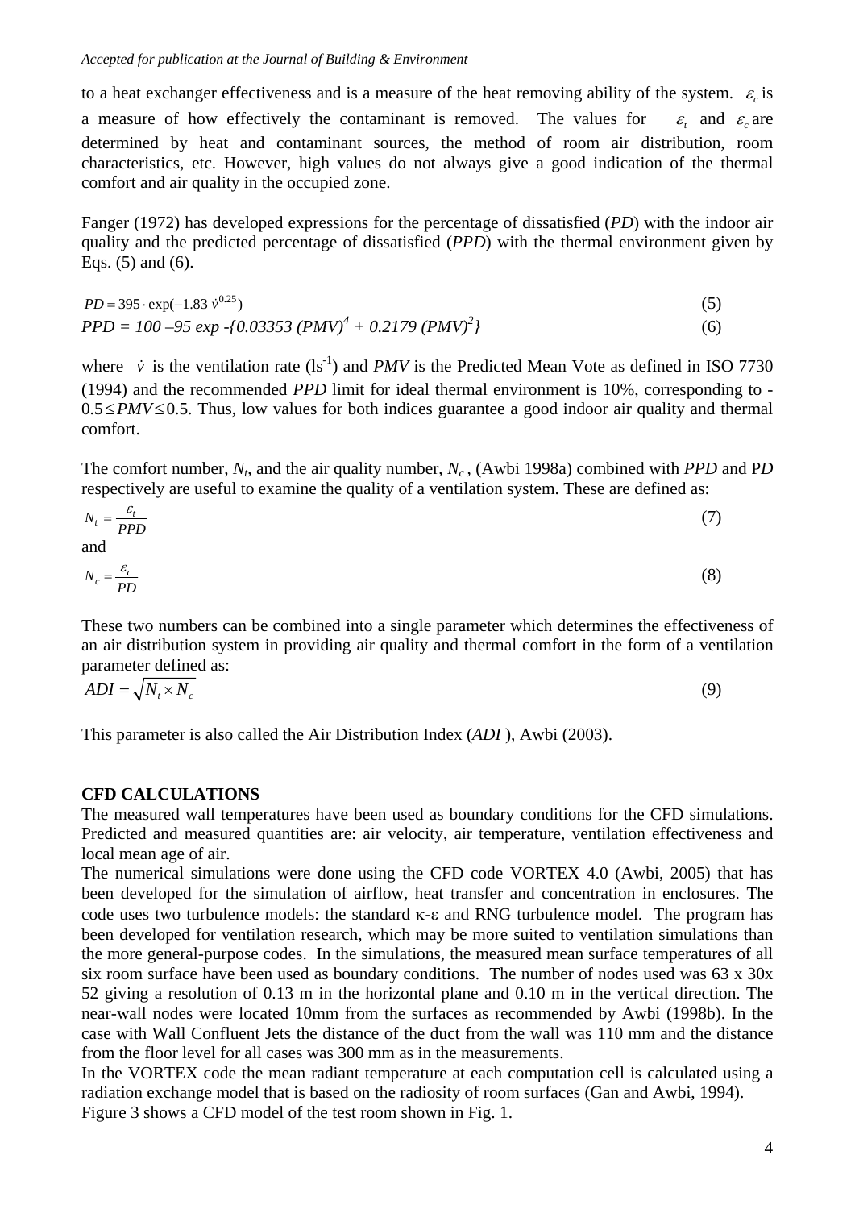to a heat exchanger effectiveness and is a measure of the heat removing ability of the system. $\varepsilon_c$ is a measure of how effectively the contaminant is removed. The values for $\varepsilon_t$ and $\varepsilon_c$ are determined by heat and contaminant sources, the method of room air distribution, room characteristics, etc. However, high values do not always give a good indication of the thermal comfort and air quality in the occupied zone.

Fanger (1972) has developed expressions for the percentage of dissatisfied (*PD*) with the indoor air quality and the predicted percentage of dissatisfied (*PPD*) with the thermal environment given by Eqs. (5) and (6).

$$PD = 395 \cdot \exp(-1.83\, \dot{v}^{0.25}) \tag{5}$$

$$PPD = 100 - 95 \exp -\{0.03353\,(PMV)^4 + 0.2179\,(PMV)^2\} \tag{6}$$

where $\dot{v}$ is the ventilation rate ($ls^{-1}$) and *PMV* is the Predicted Mean Vote as defined in ISO 7730 (1994) and the recommended *PPD* limit for ideal thermal environment is 10%, corresponding to $-0.5 \le PMV \le 0.5$. Thus, low values for both indices guarantee a good indoor air quality and thermal comfort.

The comfort number, $N_t$, and the air quality number, $N_c$, (Awbi 1998a) combined with *PPD* and P*D* respectively are useful to examine the quality of a ventilation system. These are defined as:

$$N_t = \frac{\varepsilon_t}{PPD} \tag{7}$$

and

$$N_c = \frac{\varepsilon_c}{PD} \tag{8}$$

These two numbers can be combined into a single parameter which determines the effectiveness of an air distribution system in providing air quality and thermal comfort in the form of a ventilation parameter defined as:

$$ADI = \sqrt{N_t \times N_c} \tag{9}$$

This parameter is also called the Air Distribution Index (*ADI* ), Awbi (2003).

**CFD CALCULATIONS**

The measured wall temperatures have been used as boundary conditions for the CFD simulations. Predicted and measured quantities are: air velocity, air temperature, ventilation effectiveness and local mean age of air.

The numerical simulations were done using the CFD code VORTEX 4.0 (Awbi, 2005) that has been developed for the simulation of airflow, heat transfer and concentration in enclosures. The code uses two turbulence models: the standard κ-ε and RNG turbulence model. The program has been developed for ventilation research, which may be more suited to ventilation simulations than the more general-purpose codes. In the simulations, the measured mean surface temperatures of all six room surface have been used as boundary conditions. The number of nodes used was 63 x 30x 52 giving a resolution of 0.13 m in the horizontal plane and 0.10 m in the vertical direction. The near-wall nodes were located 10mm from the surfaces as recommended by Awbi (1998b). In the case with Wall Confluent Jets the distance of the duct from the wall was 110 mm and the distance from the floor level for all cases was 300 mm as in the measurements.

In the VORTEX code the mean radiant temperature at each computation cell is calculated using a radiation exchange model that is based on the radiosity of room surfaces (Gan and Awbi, 1994).

Figure 3 shows a CFD model of the test room shown in Fig. 1.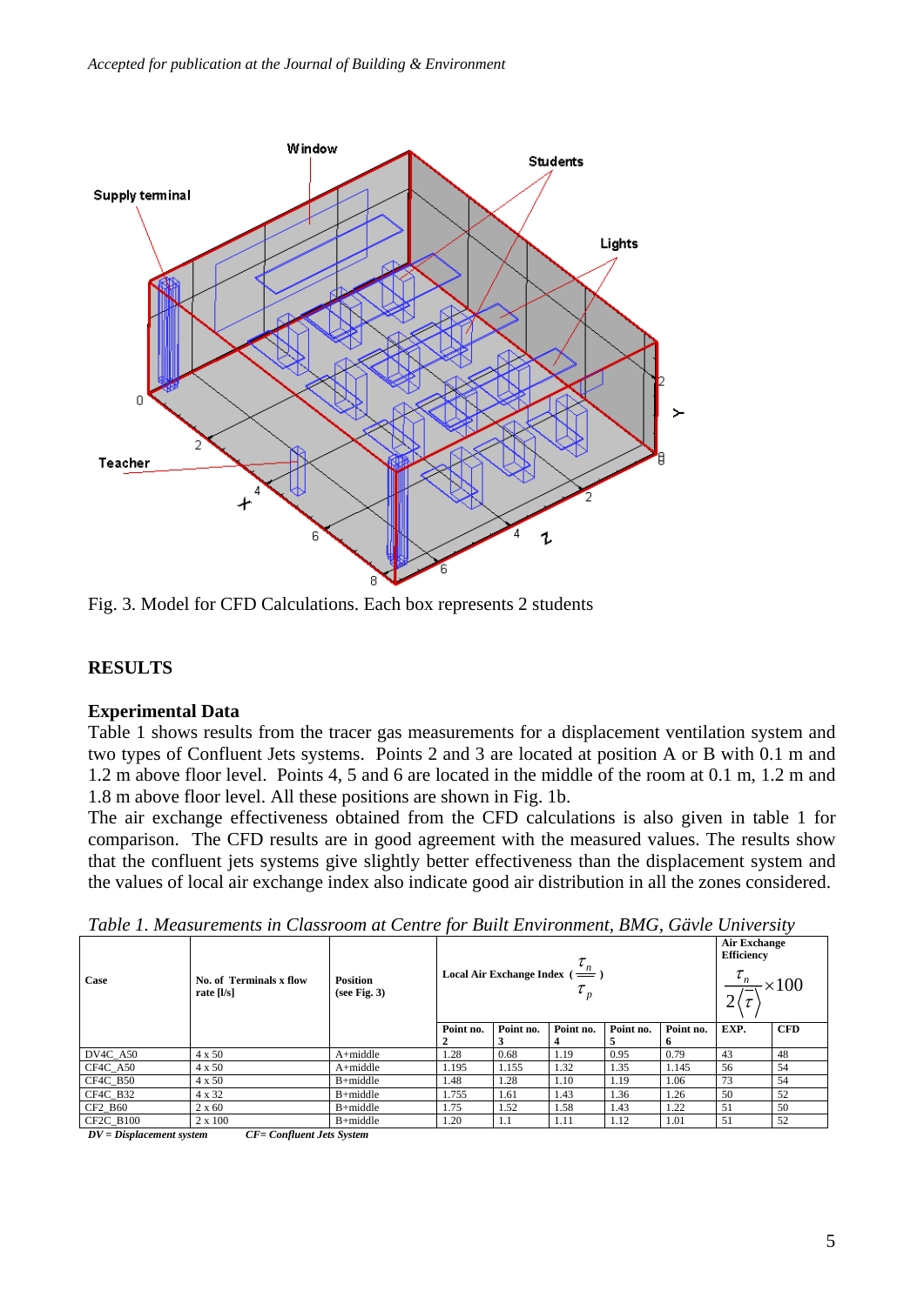Fig. 3. Model for CFD Calculations. Each box represents 2 students

## RESULTS

### Experimental Data

Table 1 shows results from the tracer gas measurements for a displacement ventilation system and two types of Confluent Jets systems. Points 2 and 3 are located at position A or B with 0.1 m and 1.2 m above floor level. Points 4, 5 and 6 are located in the middle of the room at 0.1 m, 1.2 m and 1.8 m above floor level. All these positions are shown in Fig. 1b.

The air exchange effectiveness obtained from the CFD calculations is also given in table 1 for comparison. The CFD results are in good agreement with the measured values. The results show that the confluent jets systems give slightly better effectiveness than the displacement system and the values of local air exchange index also indicate good air distribution in all the zones considered.

*Table 1. Measurements in Classroom at Centre for Built Environment, BMG, Gävle University*

| Case | No. of Terminals x flow rate [l/s] | Position (see Fig. 3) | Local Air Exchange Index ($\frac{\tau_n}{\tau_p}$) | | | | | Air Exchange Efficiency $\frac{\tau_n}{2\langle\tau\rangle}\times 100$ | |
|---|---|---|---|---|---|---|---|---|---|
| | | | Point no. 2 | Point no. 3 | Point no. 4 | Point no. 5 | Point no. 6 | EXP. | CFD |
| DV4C_A50 | 4 x 50 | A+middle | 1.28 | 0.68 | 1.19 | 0.95 | 0.79 | 43 | 48 |
| CF4C_A50 | 4 x 50 | A+middle | 1.195 | 1.155 | 1.32 | 1.35 | 1.145 | 56 | 54 |
| CF4C_B50 | 4 x 50 | B+middle | 1.48 | 1.28 | 1.10 | 1.19 | 1.06 | 73 | 54 |
| CF4C_B32 | 4 x 32 | B+middle | 1.755 | 1.61 | 1.43 | 1.36 | 1.26 | 50 | 52 |
| CF2_B60 | 2 x 60 | B+middle | 1.75 | 1.52 | 1.58 | 1.43 | 1.22 | 51 | 50 |
| CF2C_B100 | 2 x 100 | B+middle | 1.20 | 1.1 | 1.11 | 1.12 | 1.01 | 51 | 52 |

***DV = Displacement system*** ***CF= Confluent Jets System***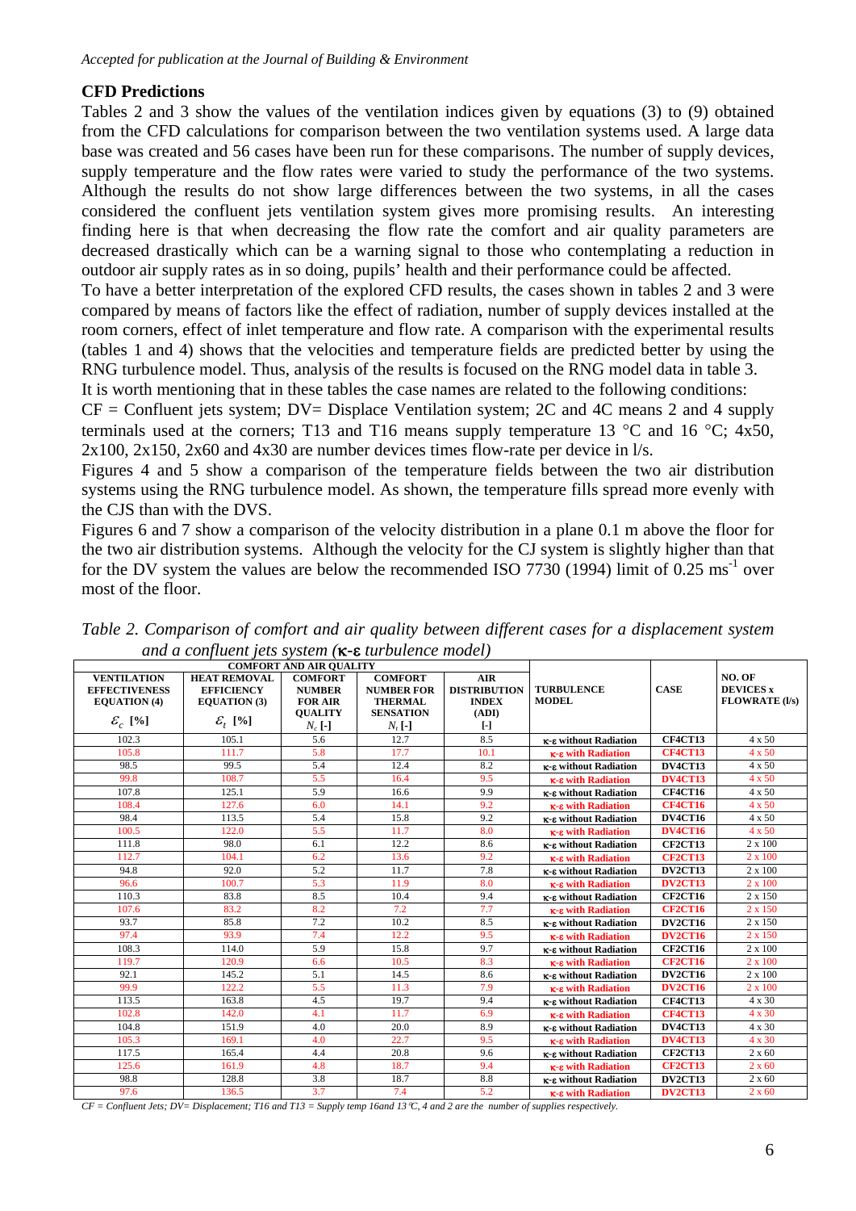## CFD Predictions

Tables 2 and 3 show the values of the ventilation indices given by equations (3) to (9) obtained from the CFD calculations for comparison between the two ventilation systems used. A large data base was created and 56 cases have been run for these comparisons. The number of supply devices, supply temperature and the flow rates were varied to study the performance of the two systems. Although the results do not show large differences between the two systems, in all the cases considered the confluent jets ventilation system gives more promising results. An interesting finding here is that when decreasing the flow rate the comfort and air quality parameters are decreased drastically which can be a warning signal to those who contemplating a reduction in outdoor air supply rates as in so doing, pupils' health and their performance could be affected.

To have a better interpretation of the explored CFD results, the cases shown in tables 2 and 3 were compared by means of factors like the effect of radiation, number of supply devices installed at the room corners, effect of inlet temperature and flow rate. A comparison with the experimental results (tables 1 and 4) shows that the velocities and temperature fields are predicted better by using the RNG turbulence model. Thus, analysis of the results is focused on the RNG model data in table 3.

It is worth mentioning that in these tables the case names are related to the following conditions:

CF = Confluent jets system; DV= Displace Ventilation system; 2C and 4C means 2 and 4 supply terminals used at the corners; T13 and T16 means supply temperature 13 °C and 16 °C; 4x50, 2x100, 2x150, 2x60 and 4x30 are number devices times flow-rate per device in l/s.

Figures 4 and 5 show a comparison of the temperature fields between the two air distribution systems using the RNG turbulence model. As shown, the temperature fills spread more evenly with the CJS than with the DVS.

Figures 6 and 7 show a comparison of the velocity distribution in a plane 0.1 m above the floor for the two air distribution systems. Although the velocity for the CJ system is slightly higher than that for the DV system the values are below the recommended ISO 7730 (1994) limit of 0.25 ms$^{-1}$ over most of the floor.

*Table 2. Comparison of comfort and air quality between different cases for a displacement system and a confluent jets system (κ-ε turbulence model)*

| COMFORT AND AIR QUALITY | | | | | | | |
|---|---|---|---|---|---|---|---|
| VENTILATION EFFECTIVENESS EQUATION (4) $\varepsilon_c$ [%] | HEAT REMOVAL EFFICIENCY EQUATION (3) $\varepsilon_t$ [%] | COMFORT NUMBER FOR AIR QUALITY $N_c$ [-] | COMFORT NUMBER FOR THERMAL SENSATION $N_t$ [-] | AIR DISTRIBUTION INDEX (ADI) [-] | TURBULENCE MODEL | CASE | NO. OF DEVICES x FLOWRATE (l/s) |
| 102.3 | 105.1 | 5.6 | 12.7 | 8.5 | κ-ε without Radiation | CF4CT13 | 4 x 50 |
| 105.8 | 111.7 | 5.8 | 17.7 | 10.1 | κ-ε with Radiation | CF4CT13 | 4 x 50 |
| 98.5 | 99.5 | 5.4 | 12.4 | 8.2 | κ-ε without Radiation | DV4CT13 | 4 x 50 |
| 99.8 | 108.7 | 5.5 | 16.4 | 9.5 | κ-ε with Radiation | DV4CT13 | 4 x 50 |
| 107.8 | 125.1 | 5.9 | 16.6 | 9.9 | κ-ε without Radiation | CF4CT16 | 4 x 50 |
| 108.4 | 127.6 | 6.0 | 14.1 | 9.2 | κ-ε with Radiation | CF4CT16 | 4 x 50 |
| 98.4 | 113.5 | 5.4 | 15.8 | 9.2 | κ-ε without Radiation | DV4CT16 | 4 x 50 |
| 100.5 | 122.0 | 5.5 | 11.7 | 8.0 | κ-ε with Radiation | DV4CT16 | 4 x 50 |
| 111.8 | 98.0 | 6.1 | 12.2 | 8.6 | κ-ε without Radiation | CF2CT13 | 2 x 100 |
| 112.7 | 104.1 | 6.2 | 13.6 | 9.2 | κ-ε with Radiation | CF2CT13 | 2 x 100 |
| 94.8 | 92.0 | 5.2 | 11.7 | 7.8 | κ-ε without Radiation | DV2CT13 | 2 x 100 |
| 96.6 | 100.7 | 5.3 | 11.9 | 8.0 | κ-ε with Radiation | DV2CT13 | 2 x 100 |
| 110.3 | 83.8 | 8.5 | 10.4 | 9.4 | κ-ε without Radiation | CF2CT16 | 2 x 150 |
| 107.6 | 83.2 | 8.2 | 7.2 | 7.7 | κ-ε with Radiation | CF2CT16 | 2 x 150 |
| 93.7 | 85.8 | 7.2 | 10.2 | 8.5 | κ-ε without Radiation | DV2CT16 | 2 x 150 |
| 97.4 | 93.9 | 7.4 | 12.2 | 9.5 | κ-ε with Radiation | DV2CT16 | 2 x 150 |
| 108.3 | 114.0 | 5.9 | 15.8 | 9.7 | κ-ε without Radiation | CF2CT16 | 2 x 100 |
| 119.7 | 120.9 | 6.6 | 10.5 | 8.3 | κ-ε with Radiation | CF2CT16 | 2 x 100 |
| 92.1 | 145.2 | 5.1 | 14.5 | 8.6 | κ-ε without Radiation | DV2CT16 | 2 x 100 |
| 99.9 | 122.2 | 5.5 | 11.3 | 7.9 | κ-ε with Radiation | DV2CT16 | 2 x 100 |
| 113.5 | 163.8 | 4.5 | 19.7 | 9.4 | κ-ε without Radiation | CF4CT13 | 4 x 30 |
| 102.8 | 142.0 | 4.1 | 11.7 | 6.9 | κ-ε with Radiation | CF4CT13 | 4 x 30 |
| 104.8 | 151.9 | 4.0 | 20.0 | 8.9 | κ-ε without Radiation | DV4CT13 | 4 x 30 |
| 105.3 | 169.1 | 4.0 | 22.7 | 9.5 | κ-ε with Radiation | DV4CT13 | 4 x 30 |
| 117.5 | 165.4 | 4.4 | 20.8 | 9.6 | κ-ε without Radiation | CF2CT13 | 2 x 60 |
| 125.6 | 161.9 | 4.8 | 18.7 | 9.4 | κ-ε with Radiation | CF2CT13 | 2 x 60 |
| 98.8 | 128.8 | 3.8 | 18.7 | 8.8 | κ-ε without Radiation | DV2CT13 | 2 x 60 |
| 97.6 | 136.5 | 3.7 | 7.4 | 5.2 | κ-ε with Radiation | DV2CT13 | 2 x 60 |

*CF = Confluent Jets; DV= Displacement; T16 and T13 = Supply temp 16and 13°C, 4 and 2 are the number of supplies respectively.*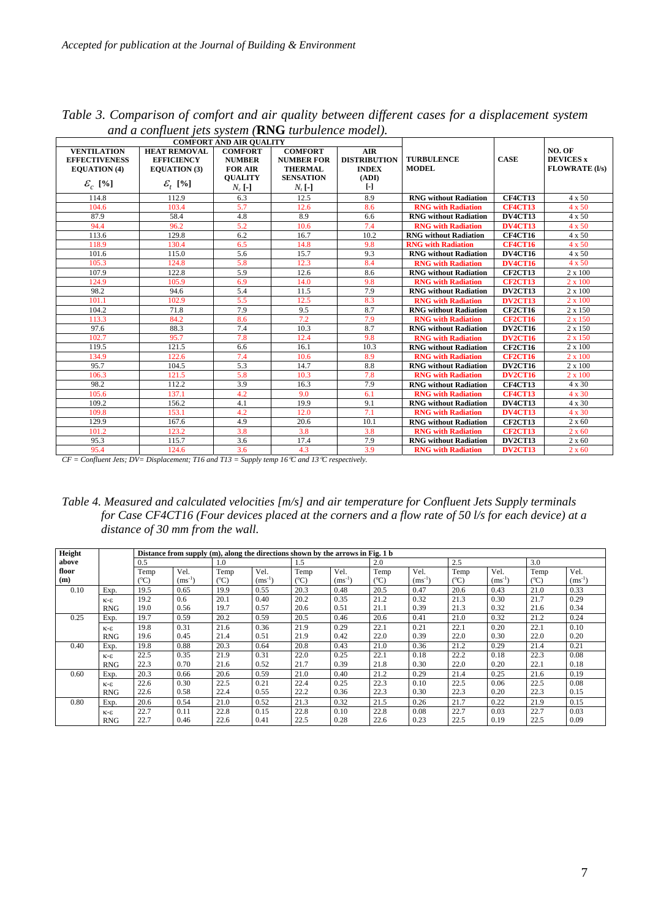Table 3. Comparison of comfort and air quality between different cases for a displacement system and a confluent jets system (**RNG** turbulence model).

| COMFORT AND AIR QUALITY | | | | | | | |
|---|---|---|---|---|---|---|---|
| **VENTILATION EFFECTIVENESS EQUATION (4)** $\varepsilon_c$ **[%]** | **HEAT REMOVAL EFFICIENCY EQUATION (3)** $\varepsilon_t$ **[%]** | **COMFORT NUMBER FOR AIR QUALITY** $N_c$ **[-]** | **COMFORT NUMBER FOR THERMAL SENSATION** $N_t$ **[-]** | **AIR DISTRIBUTION INDEX (ADI) [-]** | **TURBULENCE MODEL** | **CASE** | **NO. OF DEVICES x FLOWRATE (l/s)** |
| 114.8 | 112.9 | 6.3 | 12.5 | 8.9 | **RNG without Radiation** | **CF4CT13** | 4 x 50 |
| 104.6 | 103.4 | 5.7 | 12.6 | 8.6 | **RNG with Radiation** | **CF4CT13** | 4 x 50 |
| 87.9 | 58.4 | 4.8 | 8.9 | 6.6 | **RNG without Radiation** | **DV4CT13** | 4 x 50 |
| 94.4 | 96.2 | 5.2 | 10.6 | 7.4 | **RNG with Radiation** | **DV4CT13** | 4 x 50 |
| 113.6 | 129.8 | 6.2 | 16.7 | 10.2 | **RNG without Radiation** | **CF4CT16** | 4 x 50 |
| 118.9 | 130.4 | 6.5 | 14.8 | 9.8 | **RNG with Radiation** | **CF4CT16** | 4 x 50 |
| 101.6 | 115.0 | 5.6 | 15.7 | 9.3 | **RNG without Radiation** | **DV4CT16** | 4 x 50 |
| 105.3 | 124.8 | 5.8 | 12.3 | 8.4 | **RNG with Radiation** | **DV4CT16** | 4 x 50 |
| 107.9 | 122.8 | 5.9 | 12.6 | 8.6 | **RNG without Radiation** | **CF2CT13** | 2 x 100 |
| 124.9 | 105.9 | 6.9 | 14.0 | 9.8 | **RNG with Radiation** | **CF2CT13** | 2 x 100 |
| 98.2 | 94.6 | 5.4 | 11.5 | 7.9 | **RNG without Radiation** | **DV2CT13** | 2 x 100 |
| 101.1 | 102.9 | 5.5 | 12.5 | 8.3 | **RNG with Radiation** | **DV2CT13** | 2 x 100 |
| 104.2 | 71.8 | 7.9 | 9.5 | 8.7 | **RNG without Radiation** | **CF2CT16** | 2 x 150 |
| 113.3 | 84.2 | 8.6 | 7.2 | 7.9 | **RNG with Radiation** | **CF2CT16** | 2 x 150 |
| 97.6 | 88.3 | 7.4 | 10.3 | 8.7 | **RNG without Radiation** | **DV2CT16** | 2 x 150 |
| 102.7 | 95.7 | 7.8 | 12.4 | 9.8 | **RNG with Radiation** | **DV2CT16** | 2 x 150 |
| 119.5 | 121.5 | 6.6 | 16.1 | 10.3 | **RNG without Radiation** | **CF2CT16** | 2 x 100 |
| 134.9 | 122.6 | 7.4 | 10.6 | 8.9 | **RNG with Radiation** | **CF2CT16** | 2 x 100 |
| 95.7 | 104.5 | 5.3 | 14.7 | 8.8 | **RNG without Radiation** | **DV2CT16** | 2 x 100 |
| 106.3 | 121.5 | 5.8 | 10.3 | 7.8 | **RNG with Radiation** | **DV2CT16** | 2 x 100 |
| 98.2 | 112.2 | 3.9 | 16.3 | 7.9 | **RNG without Radiation** | **CF4CT13** | 4 x 30 |
| 105.6 | 137.1 | 4.2 | 9.0 | 6.1 | **RNG with Radiation** | **CF4CT13** | 4 x 30 |
| 109.2 | 156.2 | 4.1 | 19.9 | 9.1 | **RNG without Radiation** | **DV4CT13** | 4 x 30 |
| 109.8 | 153.1 | 4.2 | 12.0 | 7.1 | **RNG with Radiation** | **DV4CT13** | 4 x 30 |
| 129.9 | 167.6 | 4.9 | 20.6 | 10.1 | **RNG without Radiation** | **CF2CT13** | 2 x 60 |
| 101.2 | 123.2 | 3.8 | 3.8 | 3.8 | **RNG with Radiation** | **CF2CT13** | 2 x 60 |
| 95.3 | 115.7 | 3.6 | 17.4 | 7.9 | **RNG without Radiation** | **DV2CT13** | 2 x 60 |
| 95.4 | 124.6 | 3.6 | 4.3 | 3.9 | **RNG with Radiation** | **DV2CT13** | 2 x 60 |

*CF = Confluent Jets; DV= Displacement; T16 and T13 = Supply temp 16°C and 13°C respectively.*

Table 4. Measured and calculated velocities [m/s] and air temperature for Confluent Jets Supply terminals for Case CF4CT16 (Four devices placed at the corners and a flow rate of 50 l/s for each device) at a distance of 30 mm from the wall.

| **Height above floor (m)** | | **Distance from supply (m), along the directions shown by the arrows in Fig. 1 b** | | | | | | | | | | | |
|---|---|---|---|---|---|---|---|---|---|---|---|---|---|
| | | 0.5 | | 1.0 | | 1.5 | | 2.0 | | 2.5 | | 3.0 | |
| | | Temp (°C) | Vel. ($ms^{-1}$) | Temp (°C) | Vel. ($ms^{-1}$) | Temp (°C) | Vel. ($ms^{-1}$) | Temp (°C) | Vel. ($ms^{-1}$) | Temp (°C) | Vel. ($ms^{-1}$) | Temp (°C) | Vel. ($ms^{-1}$) |
| 0.10 | Exp. | 19.5 | 0.65 | 19.9 | 0.55 | 20.3 | 0.48 | 20.5 | 0.47 | 20.6 | 0.43 | 21.0 | 0.33 |
| | κ-ε | 19.2 | 0.6 | 20.1 | 0.40 | 20.2 | 0.35 | 21.2 | 0.32 | 21.3 | 0.30 | 21.7 | 0.29 |
| | RNG | 19.0 | 0.56 | 19.7 | 0.57 | 20.6 | 0.51 | 21.1 | 0.39 | 21.3 | 0.32 | 21.6 | 0.34 |
| 0.25 | Exp. | 19.7 | 0.59 | 20.2 | 0.59 | 20.5 | 0.46 | 20.6 | 0.41 | 21.0 | 0.32 | 21.2 | 0.24 |
| | κ-ε | 19.8 | 0.31 | 21.6 | 0.36 | 21.9 | 0.29 | 22.1 | 0.21 | 22.1 | 0.20 | 22.1 | 0.10 |
| | RNG | 19.6 | 0.45 | 21.4 | 0.51 | 21.9 | 0.42 | 22.0 | 0.39 | 22.0 | 0.30 | 22.0 | 0.20 |
| 0.40 | Exp. | 19.8 | 0.88 | 20.3 | 0.64 | 20.8 | 0.43 | 21.0 | 0.36 | 21.2 | 0.29 | 21.4 | 0.21 |
| | κ-ε | 22.5 | 0.35 | 21.9 | 0.31 | 22.0 | 0.25 | 22.1 | 0.18 | 22.2 | 0.18 | 22.3 | 0.08 |
| | RNG | 22.3 | 0.70 | 21.6 | 0.52 | 21.7 | 0.39 | 21.8 | 0.30 | 22.0 | 0.20 | 22.1 | 0.18 |
| 0.60 | Exp. | 20.3 | 0.66 | 20.6 | 0.59 | 21.0 | 0.40 | 21.2 | 0.29 | 21.4 | 0.25 | 21.6 | 0.19 |
| | κ-ε | 22.6 | 0.30 | 22.5 | 0.21 | 22.4 | 0.25 | 22.3 | 0.10 | 22.5 | 0.06 | 22.5 | 0.08 |
| | RNG | 22.6 | 0.58 | 22.4 | 0.55 | 22.2 | 0.36 | 22.3 | 0.30 | 22.3 | 0.20 | 22.3 | 0.15 |
| 0.80 | Exp. | 20.6 | 0.54 | 21.0 | 0.52 | 21.3 | 0.32 | 21.5 | 0.26 | 21.7 | 0.22 | 21.9 | 0.15 |
| | κ-ε | 22.7 | 0.11 | 22.8 | 0.15 | 22.8 | 0.10 | 22.8 | 0.08 | 22.7 | 0.03 | 22.7 | 0.03 |
| | RNG | 22.7 | 0.46 | 22.6 | 0.41 | 22.5 | 0.28 | 22.6 | 0.23 | 22.5 | 0.19 | 22.5 | 0.09 |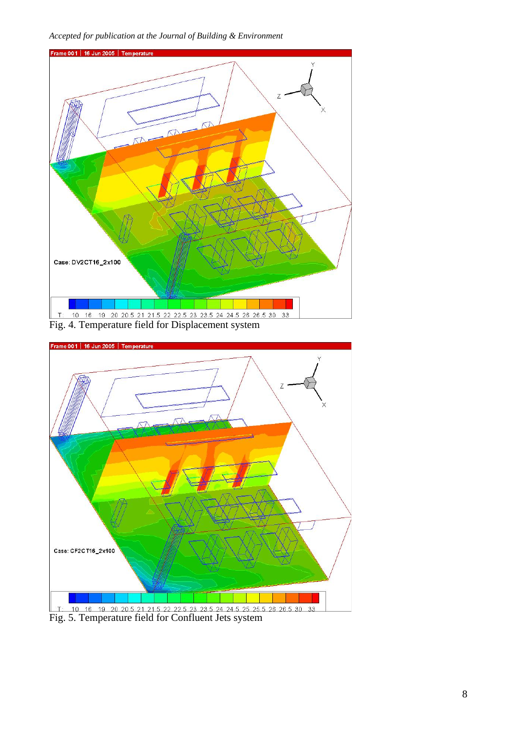Fig. 4. Temperature field for Displacement system

Fig. 5. Temperature field for Confluent Jets system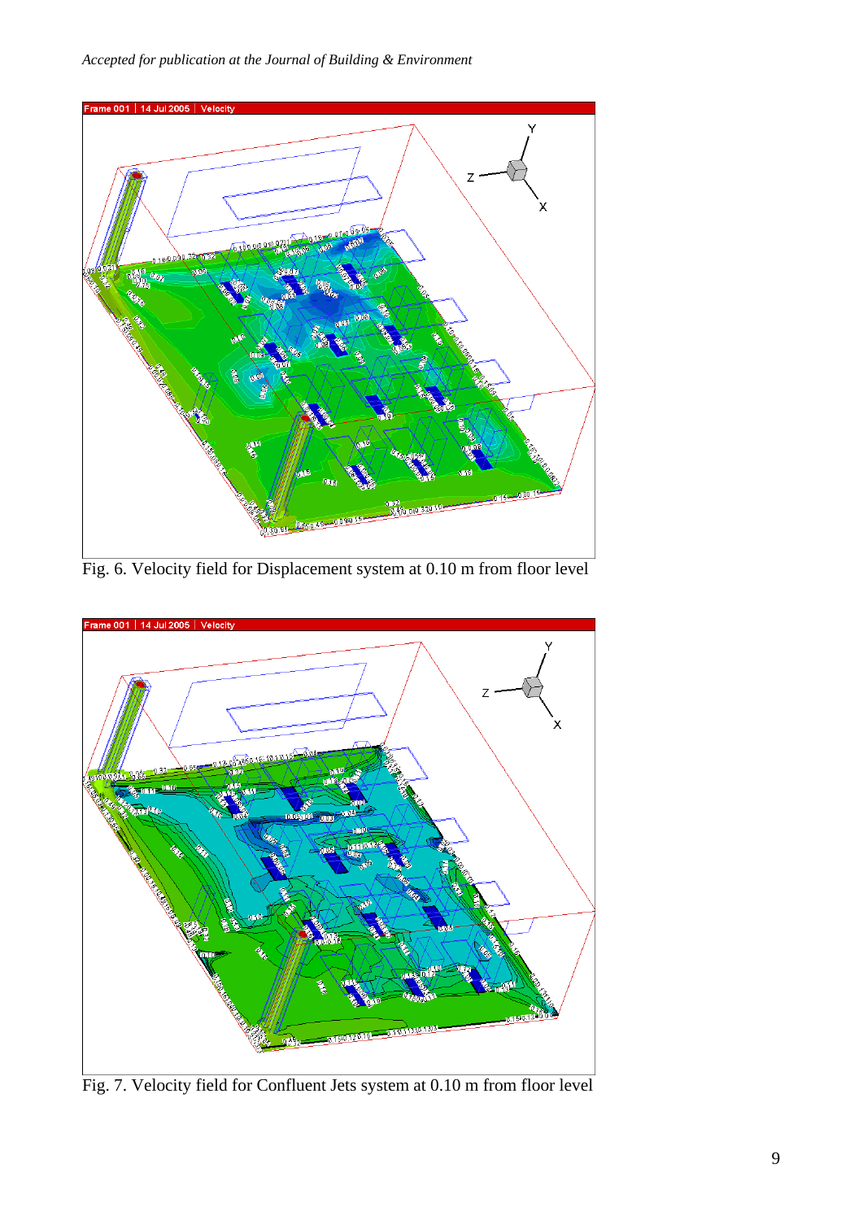Fig. 6. Velocity field for Displacement system at 0.10 m from floor level

Fig. 7. Velocity field for Confluent Jets system at 0.10 m from floor level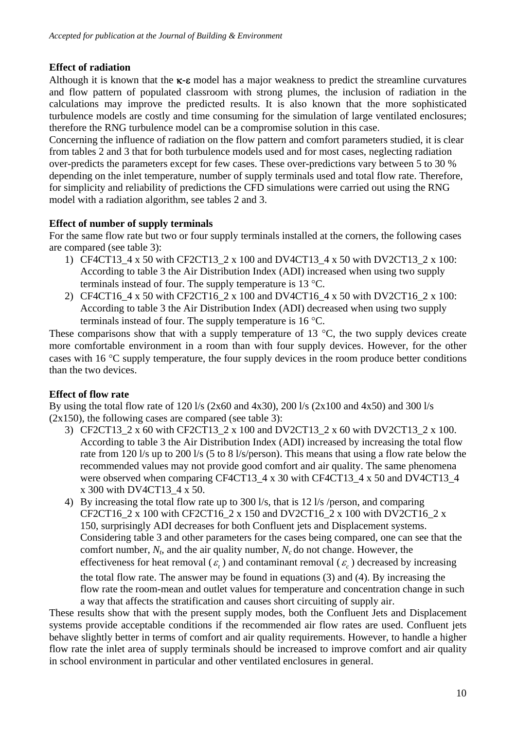**Effect of radiation**

Although it is known that the $\kappa$-$\varepsilon$ model has a major weakness to predict the streamline curvatures and flow pattern of populated classroom with strong plumes, the inclusion of radiation in the calculations may improve the predicted results. It is also known that the more sophisticated turbulence models are costly and time consuming for the simulation of large ventilated enclosures; therefore the RNG turbulence model can be a compromise solution in this case.

Concerning the influence of radiation on the flow pattern and comfort parameters studied, it is clear from tables 2 and 3 that for both turbulence models used and for most cases, neglecting radiation over-predicts the parameters except for few cases. These over-predictions vary between 5 to 30 % depending on the inlet temperature, number of supply terminals used and total flow rate. Therefore, for simplicity and reliability of predictions the CFD simulations were carried out using the RNG model with a radiation algorithm, see tables 2 and 3.

**Effect of number of supply terminals**

For the same flow rate but two or four supply terminals installed at the corners, the following cases are compared (see table 3):

1) CF4CT13_4 x 50 with CF2CT13_2 x 100 and DV4CT13_4 x 50 with DV2CT13_2 x 100: According to table 3 the Air Distribution Index (ADI) increased when using two supply terminals instead of four. The supply temperature is 13 °C.
2) CF4CT16_4 x 50 with CF2CT16_2 x 100 and DV4CT16_4 x 50 with DV2CT16_2 x 100: According to table 3 the Air Distribution Index (ADI) decreased when using two supply terminals instead of four. The supply temperature is 16 °C.

These comparisons show that with a supply temperature of 13 °C, the two supply devices create more comfortable environment in a room than with four supply devices. However, for the other cases with 16 °C supply temperature, the four supply devices in the room produce better conditions than the two devices.

**Effect of flow rate**

By using the total flow rate of 120 l/s (2x60 and 4x30), 200 l/s (2x100 and 4x50) and 300 l/s (2x150), the following cases are compared (see table 3):

3) CF2CT13_2 x 60 with CF2CT13_2 x 100 and DV2CT13_2 x 60 with DV2CT13_2 x 100. According to table 3 the Air Distribution Index (ADI) increased by increasing the total flow rate from 120 l/s up to 200 l/s (5 to 8 l/s/person). This means that using a flow rate below the recommended values may not provide good comfort and air quality. The same phenomena were observed when comparing CF4CT13_4 x 30 with CF4CT13_4 x 50 and DV4CT13_4 x 300 with DV4CT13_4 x 50.
4) By increasing the total flow rate up to 300 l/s, that is 12 l/s /person, and comparing CF2CT16_2 x 100 with CF2CT16_2 x 150 and DV2CT16_2 x 100 with DV2CT16_2 x 150, surprisingly ADI decreases for both Confluent jets and Displacement systems. Considering table 3 and other parameters for the cases being compared, one can see that the comfort number, $N_t$, and the air quality number, $N_c$ do not change. However, the effectiveness for heat removal ($\varepsilon_t$) and contaminant removal ($\varepsilon_c$) decreased by increasing the total flow rate. The answer may be found in equations (3) and (4). By increasing the flow rate the room-mean and outlet values for temperature and concentration change in such a way that affects the stratification and causes short circuiting of supply air.

These results show that with the present supply modes, both the Confluent Jets and Displacement systems provide acceptable conditions if the recommended air flow rates are used. Confluent jets behave slightly better in terms of comfort and air quality requirements. However, to handle a higher flow rate the inlet area of supply terminals should be increased to improve comfort and air quality in school environment in particular and other ventilated enclosures in general.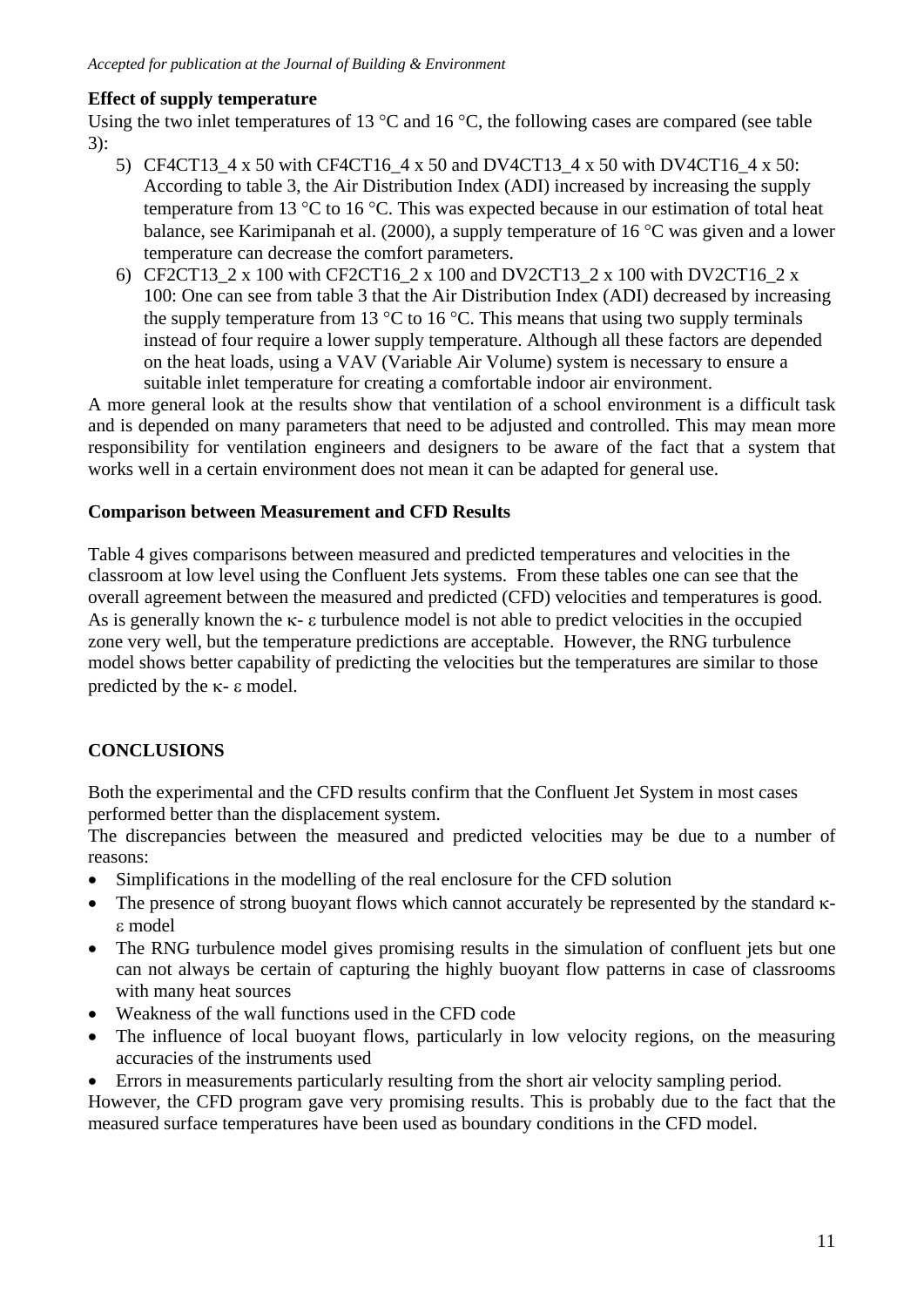**Effect of supply temperature**

Using the two inlet temperatures of 13 °C and 16 °C, the following cases are compared (see table 3):

5) CF4CT13_4 x 50 with CF4CT16_4 x 50 and DV4CT13_4 x 50 with DV4CT16_4 x 50: According to table 3, the Air Distribution Index (ADI) increased by increasing the supply temperature from 13 °C to 16 °C. This was expected because in our estimation of total heat balance, see Karimipanah et al. (2000), a supply temperature of 16 °C was given and a lower temperature can decrease the comfort parameters.
6) CF2CT13_2 x 100 with CF2CT16_2 x 100 and DV2CT13_2 x 100 with DV2CT16_2 x 100: One can see from table 3 that the Air Distribution Index (ADI) decreased by increasing the supply temperature from 13 °C to 16 °C. This means that using two supply terminals instead of four require a lower supply temperature. Although all these factors are depended on the heat loads, using a VAV (Variable Air Volume) system is necessary to ensure a suitable inlet temperature for creating a comfortable indoor air environment.

A more general look at the results show that ventilation of a school environment is a difficult task and is depended on many parameters that need to be adjusted and controlled. This may mean more responsibility for ventilation engineers and designers to be aware of the fact that a system that works well in a certain environment does not mean it can be adapted for general use.

**Comparison between Measurement and CFD Results**

Table 4 gives comparisons between measured and predicted temperatures and velocities in the classroom at low level using the Confluent Jets systems. From these tables one can see that the overall agreement between the measured and predicted (CFD) velocities and temperatures is good. As is generally known the $\kappa$- $\varepsilon$ turbulence model is not able to predict velocities in the occupied zone very well, but the temperature predictions are acceptable. However, the RNG turbulence model shows better capability of predicting the velocities but the temperatures are similar to those predicted by the $\kappa$- $\varepsilon$ model.

## CONCLUSIONS

Both the experimental and the CFD results confirm that the Confluent Jet System in most cases performed better than the displacement system.

The discrepancies between the measured and predicted velocities may be due to a number of reasons:

- Simplifications in the modelling of the real enclosure for the CFD solution
- The presence of strong buoyant flows which cannot accurately be represented by the standard $\kappa$-$\varepsilon$ model
- The RNG turbulence model gives promising results in the simulation of confluent jets but one can not always be certain of capturing the highly buoyant flow patterns in case of classrooms with many heat sources
- Weakness of the wall functions used in the CFD code
- The influence of local buoyant flows, particularly in low velocity regions, on the measuring accuracies of the instruments used
- Errors in measurements particularly resulting from the short air velocity sampling period.

However, the CFD program gave very promising results. This is probably due to the fact that the measured surface temperatures have been used as boundary conditions in the CFD model.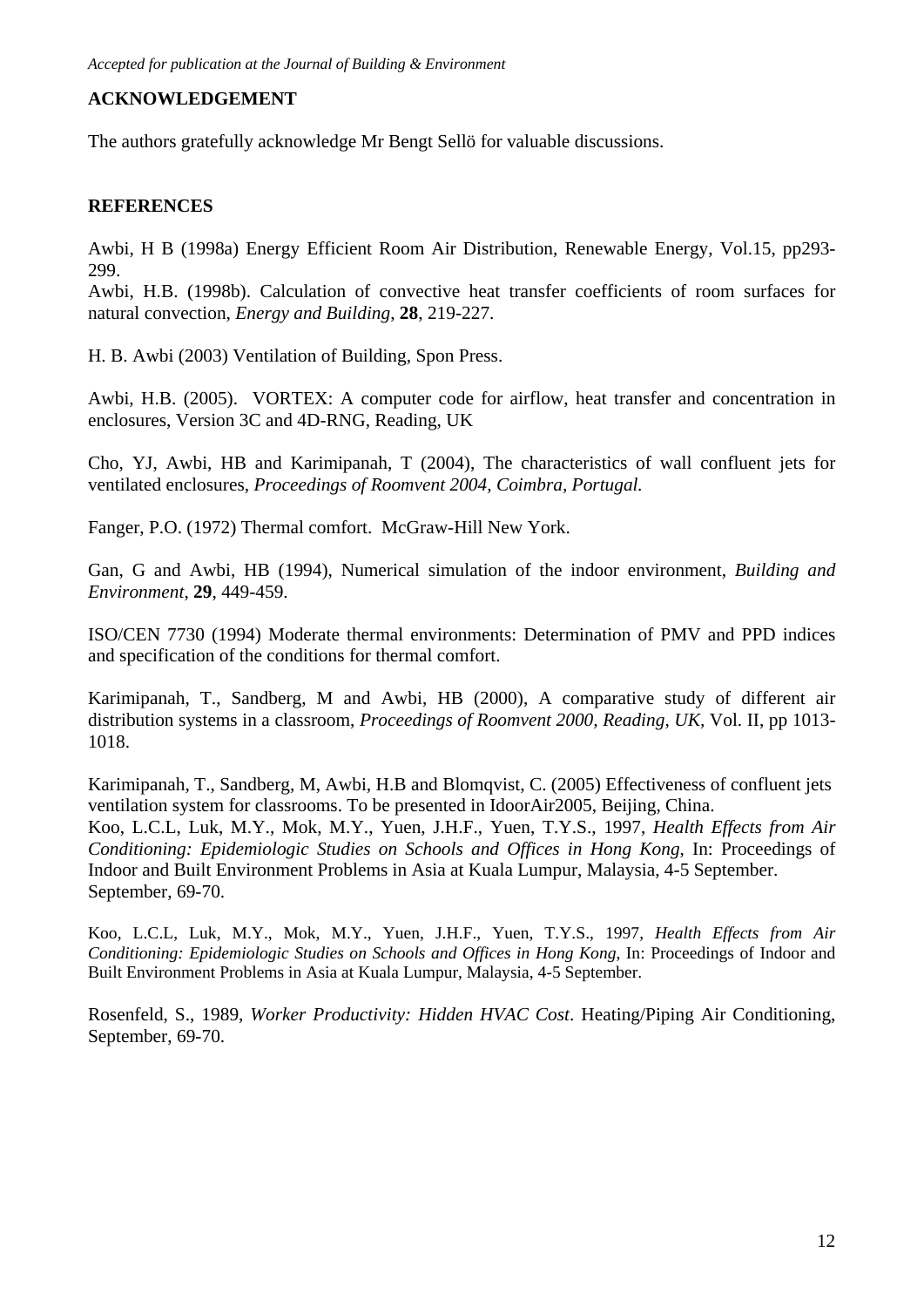## ACKNOWLEDGEMENT

The authors gratefully acknowledge Mr Bengt Sellö for valuable discussions.

## REFERENCES

Awbi, H B (1998a) Energy Efficient Room Air Distribution, Renewable Energy, Vol.15, pp293-299.
Awbi, H.B. (1998b). Calculation of convective heat transfer coefficients of room surfaces for natural convection, *Energy and Building*, **28**, 219-227.

H. B. Awbi (2003) Ventilation of Building, Spon Press.

Awbi, H.B. (2005). VORTEX: A computer code for airflow, heat transfer and concentration in enclosures, Version 3C and 4D-RNG, Reading, UK

Cho, YJ, Awbi, HB and Karimipanah, T (2004), The characteristics of wall confluent jets for ventilated enclosures, *Proceedings of Roomvent 2004, Coimbra, Portugal.*

Fanger, P.O. (1972) Thermal comfort. McGraw-Hill New York.

Gan, G and Awbi, HB (1994), Numerical simulation of the indoor environment, *Building and Environment*, **29**, 449-459.

ISO/CEN 7730 (1994) Moderate thermal environments: Determination of PMV and PPD indices and specification of the conditions for thermal comfort.

Karimipanah, T., Sandberg, M and Awbi, HB (2000), A comparative study of different air distribution systems in a classroom, *Proceedings of Roomvent 2000, Reading, UK,* Vol. II, pp 1013-1018.

Karimipanah, T., Sandberg, M, Awbi, H.B and Blomqvist, C. (2005) Effectiveness of confluent jets ventilation system for classrooms. To be presented in IdoorAir2005, Beijing, China.
Koo, L.C.L, Luk, M.Y., Mok, M.Y., Yuen, J.H.F., Yuen, T.Y.S., 1997, *Health Effects from Air Conditioning: Epidemiologic Studies on Schools and Offices in Hong Kong*, In: Proceedings of Indoor and Built Environment Problems in Asia at Kuala Lumpur, Malaysia, 4-5 September. September, 69-70.

Koo, L.C.L, Luk, M.Y., Mok, M.Y., Yuen, J.H.F., Yuen, T.Y.S., 1997, *Health Effects from Air Conditioning: Epidemiologic Studies on Schools and Offices in Hong Kong,* In: Proceedings of Indoor and Built Environment Problems in Asia at Kuala Lumpur, Malaysia, 4-5 September.

Rosenfeld, S., 1989, *Worker Productivity: Hidden HVAC Cost*. Heating/Piping Air Conditioning, September, 69-70.